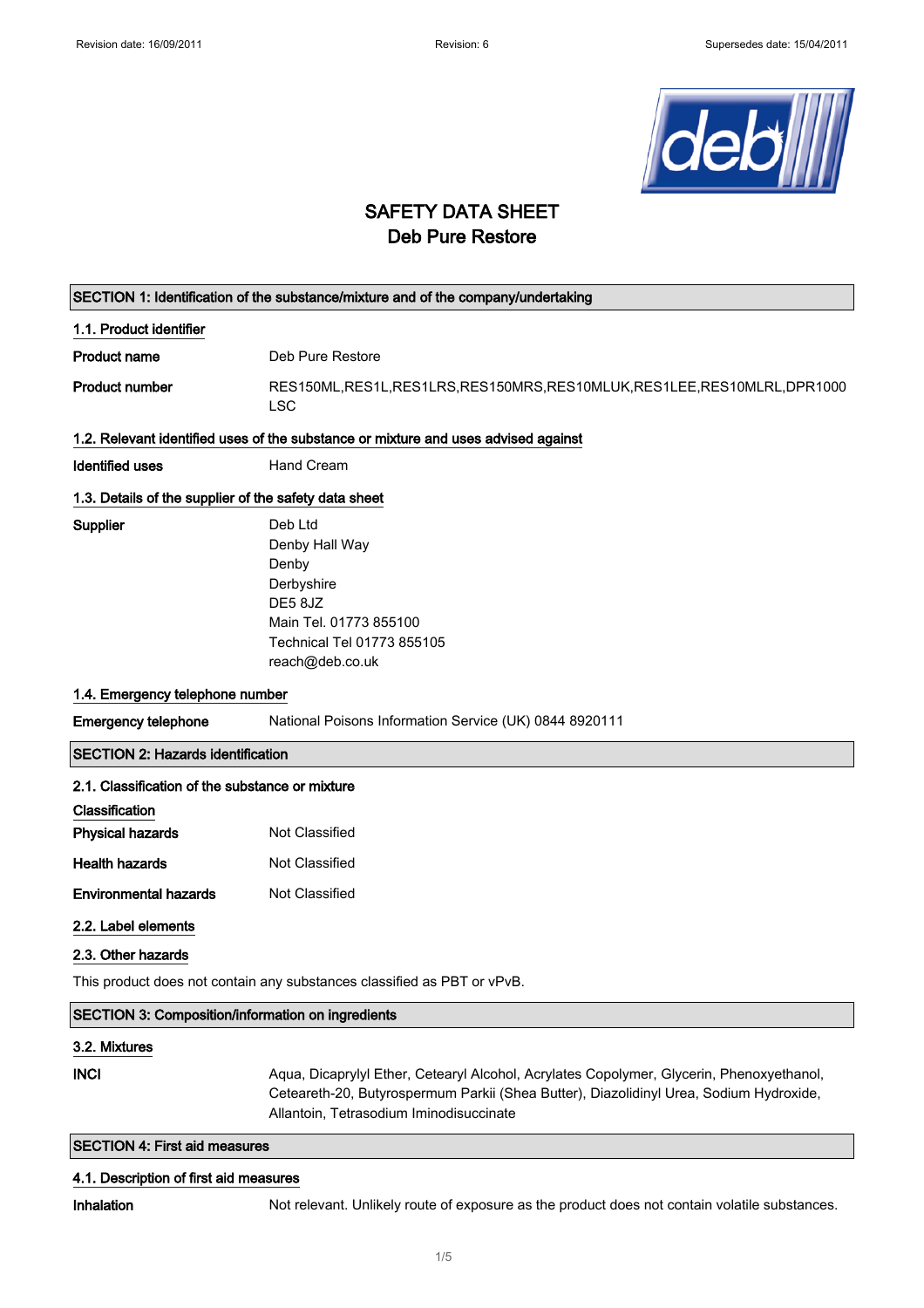# SAFETY DATA SHEET
## Deb Pure Restore

### SECTION 1: Identification of the substance/mixture and of the company/undertaking

#### 1.1. Product identifier

**Product name** Deb Pure Restore

**Product number** RES150ML,RES1L,RES1LRS,RES150MRS,RES10MLUK,RES1LEE,RES10MLRL,DPR1000 LSC

#### 1.2. Relevant identified uses of the substance or mixture and uses advised against

**Identified uses** Hand Cream

#### 1.3. Details of the supplier of the safety data sheet

**Supplier**
Deb Ltd
Denby Hall Way
Denby
Derbyshire
DE5 8JZ
Main Tel. 01773 855100
Technical Tel 01773 855105
reach@deb.co.uk

#### 1.4. Emergency telephone number

**Emergency telephone** National Poisons Information Service (UK) 0844 8920111

### SECTION 2: Hazards identification

#### 2.1. Classification of the substance or mixture

**Classification**

**Physical hazards** Not Classified

**Health hazards** Not Classified

**Environmental hazards** Not Classified

#### 2.2. Label elements

#### 2.3. Other hazards

This product does not contain any substances classified as PBT or vPvB.

### SECTION 3: Composition/information on ingredients

#### 3.2. Mixtures

**INCI** Aqua, Dicaprylyl Ether, Cetearyl Alcohol, Acrylates Copolymer, Glycerin, Phenoxyethanol, Ceteareth-20, Butyrospermum Parkii (Shea Butter), Diazolidinyl Urea, Sodium Hydroxide, Allantoin, Tetrasodium Iminodisuccinate

### SECTION 4: First aid measures

#### 4.1. Description of first aid measures

**Inhalation** Not relevant. Unlikely route of exposure as the product does not contain volatile substances.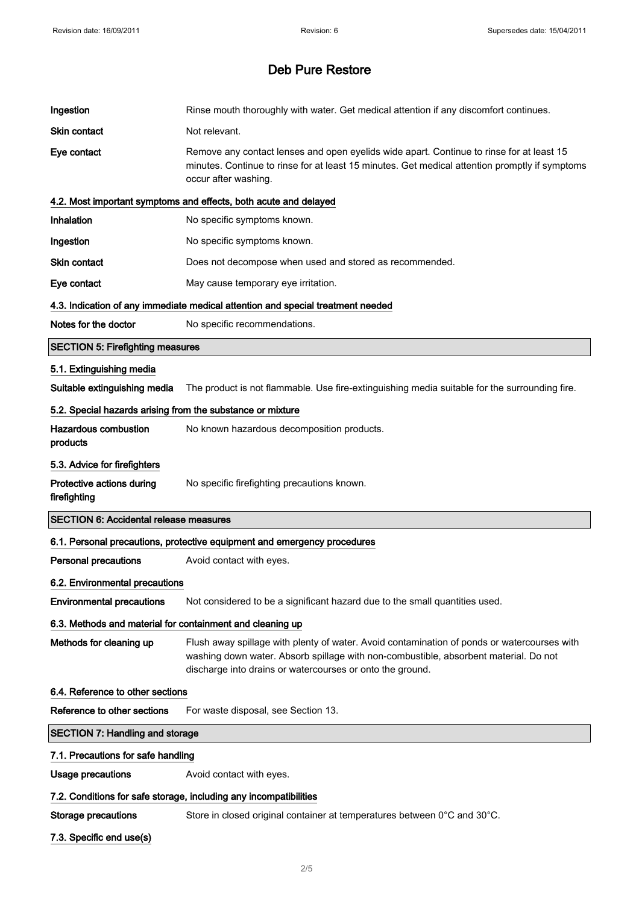# Deb Pure Restore

| | |
|---|---|
| **Ingestion** | Rinse mouth thoroughly with water. Get medical attention if any discomfort continues. |
| **Skin contact** | Not relevant. |
| **Eye contact** | Remove any contact lenses and open eyelids wide apart. Continue to rinse for at least 15 minutes. Continue to rinse for at least 15 minutes. Get medical attention promptly if symptoms occur after washing. |

### 4.2. Most important symptoms and effects, both acute and delayed

| | |
|---|---|
| **Inhalation** | No specific symptoms known. |
| **Ingestion** | No specific symptoms known. |
| **Skin contact** | Does not decompose when used and stored as recommended. |
| **Eye contact** | May cause temporary eye irritation. |

### 4.3. Indication of any immediate medical attention and special treatment needed

| | |
|---|---|
| **Notes for the doctor** | No specific recommendations. |

## SECTION 5: Firefighting measures

### 5.1. Extinguishing media

| | |
|---|---|
| **Suitable extinguishing media** | The product is not flammable. Use fire-extinguishing media suitable for the surrounding fire. |

### 5.2. Special hazards arising from the substance or mixture

| | |
|---|---|
| **Hazardous combustion products** | No known hazardous decomposition products. |

### 5.3. Advice for firefighters

| | |
|---|---|
| **Protective actions during firefighting** | No specific firefighting precautions known. |

## SECTION 6: Accidental release measures

### 6.1. Personal precautions, protective equipment and emergency procedures

| | |
|---|---|
| **Personal precautions** | Avoid contact with eyes. |

### 6.2. Environmental precautions

| | |
|---|---|
| **Environmental precautions** | Not considered to be a significant hazard due to the small quantities used. |

### 6.3. Methods and material for containment and cleaning up

| | |
|---|---|
| **Methods for cleaning up** | Flush away spillage with plenty of water. Avoid contamination of ponds or watercourses with washing down water. Absorb spillage with non-combustible, absorbent material. Do not discharge into drains or watercourses or onto the ground. |

### 6.4. Reference to other sections

| | |
|---|---|
| **Reference to other sections** | For waste disposal, see Section 13. |

## SECTION 7: Handling and storage

### 7.1. Precautions for safe handling

| | |
|---|---|
| **Usage precautions** | Avoid contact with eyes. |

### 7.2. Conditions for safe storage, including any incompatibilities

| | |
|---|---|
| **Storage precautions** | Store in closed original container at temperatures between 0°C and 30°C. |

### 7.3. Specific end use(s)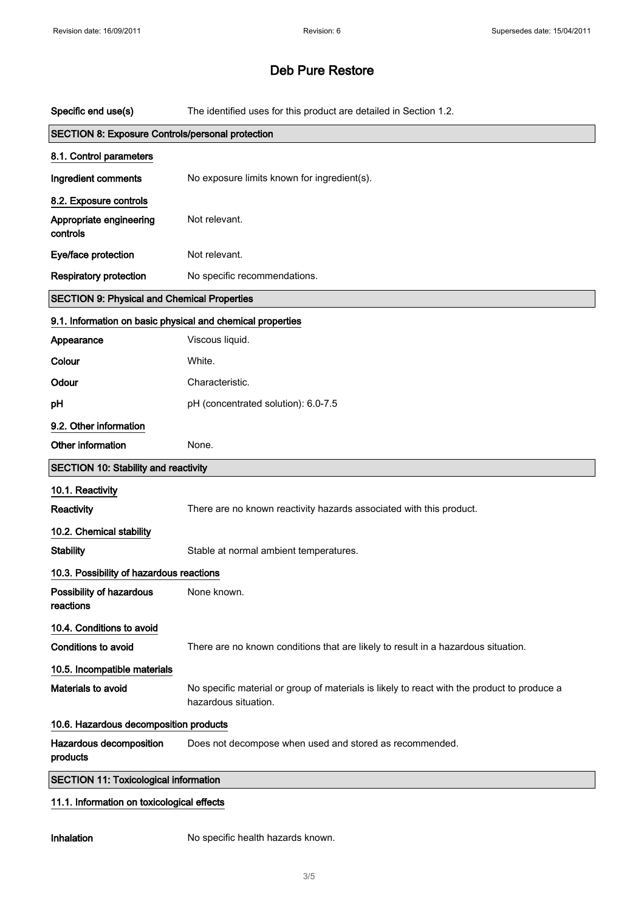# Deb Pure Restore

| | |
|---|---|
| **Specific end use(s)** | The identified uses for this product are detailed in Section 1.2. |

## SECTION 8: Exposure Controls/personal protection

### 8.1. Control parameters

| | |
|---|---|
| **Ingredient comments** | No exposure limits known for ingredient(s). |

### 8.2. Exposure controls

| | |
|---|---|
| **Appropriate engineering controls** | Not relevant. |
| **Eye/face protection** | Not relevant. |
| **Respiratory protection** | No specific recommendations. |

## SECTION 9: Physical and Chemical Properties

### 9.1. Information on basic physical and chemical properties

| | |
|---|---|
| **Appearance** | Viscous liquid. |
| **Colour** | White. |
| **Odour** | Characteristic. |
| **pH** | pH (concentrated solution): 6.0-7.5 |

### 9.2. Other information

| | |
|---|---|
| **Other information** | None. |

## SECTION 10: Stability and reactivity

### 10.1. Reactivity

| | |
|---|---|
| **Reactivity** | There are no known reactivity hazards associated with this product. |

### 10.2. Chemical stability

| | |
|---|---|
| **Stability** | Stable at normal ambient temperatures. |

### 10.3. Possibility of hazardous reactions

| | |
|---|---|
| **Possibility of hazardous reactions** | None known. |

### 10.4. Conditions to avoid

| | |
|---|---|
| **Conditions to avoid** | There are no known conditions that are likely to result in a hazardous situation. |

### 10.5. Incompatible materials

| | |
|---|---|
| **Materials to avoid** | No specific material or group of materials is likely to react with the product to produce a hazardous situation. |

### 10.6. Hazardous decomposition products

| | |
|---|---|
| **Hazardous decomposition products** | Does not decompose when used and stored as recommended. |

## SECTION 11: Toxicological information

### 11.1. Information on toxicological effects

| | |
|---|---|
| **Inhalation** | No specific health hazards known. |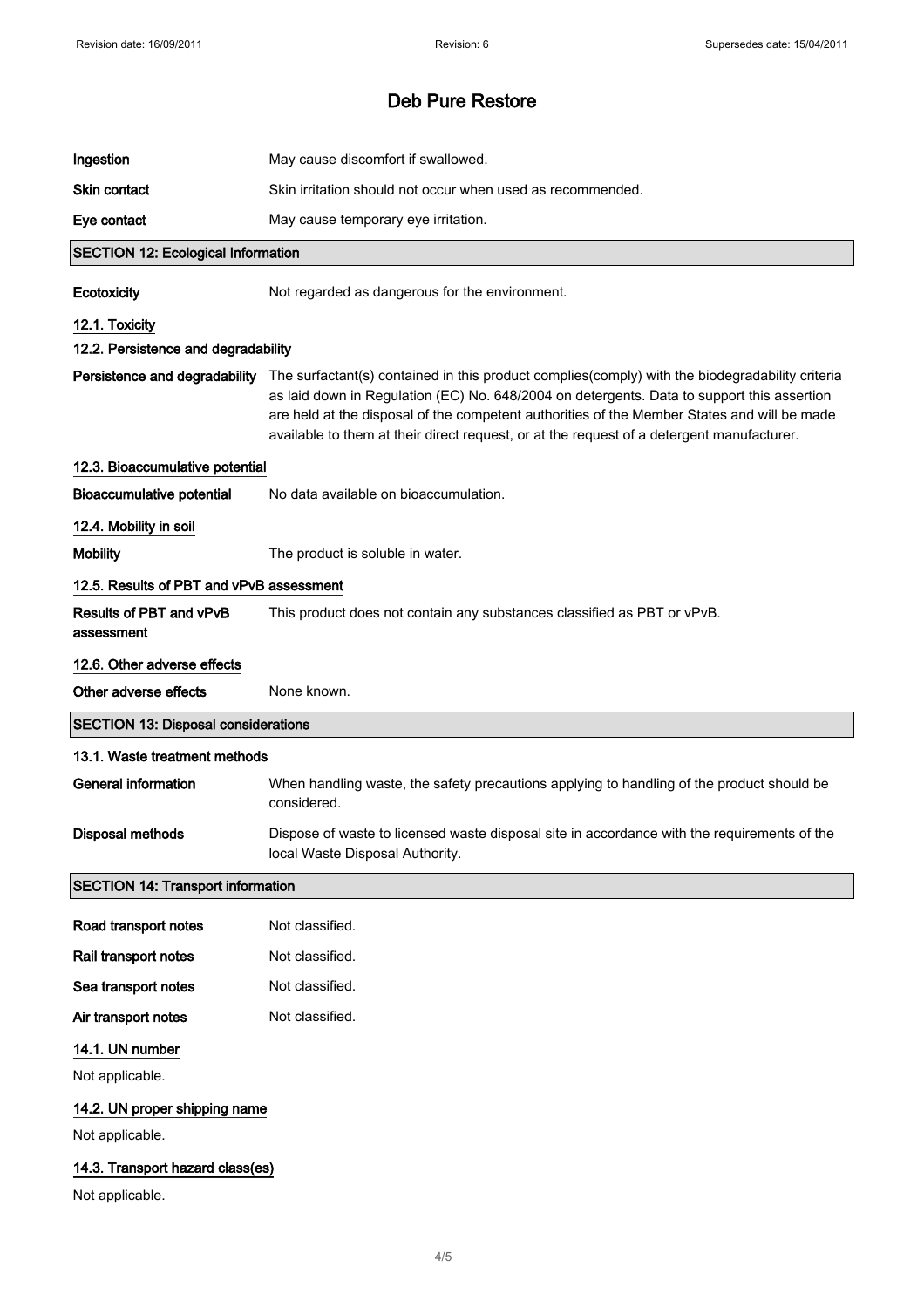| | |
|---|---|
| **Ingestion** | May cause discomfort if swallowed. |
| **Skin contact** | Skin irritation should not occur when used as recommended. |
| **Eye contact** | May cause temporary eye irritation. |

## SECTION 12: Ecological Information

| | |
|---|---|
| **Ecotoxicity** | Not regarded as dangerous for the environment. |

### 12.1. Toxicity

### 12.2. Persistence and degradability

| | |
|---|---|
| **Persistence and degradability** | The surfactant(s) contained in this product complies(comply) with the biodegradability criteria as laid down in Regulation (EC) No. 648/2004 on detergents. Data to support this assertion are held at the disposal of the competent authorities of the Member States and will be made available to them at their direct request, or at the request of a detergent manufacturer. |

### 12.3. Bioaccumulative potential

| | |
|---|---|
| **Bioaccumulative potential** | No data available on bioaccumulation. |

### 12.4. Mobility in soil

| | |
|---|---|
| **Mobility** | The product is soluble in water. |

### 12.5. Results of PBT and vPvB assessment

| | |
|---|---|
| **Results of PBT and vPvB assessment** | This product does not contain any substances classified as PBT or vPvB. |

### 12.6. Other adverse effects

| | |
|---|---|
| **Other adverse effects** | None known. |

## SECTION 13: Disposal considerations

### 13.1. Waste treatment methods

| | |
|---|---|
| **General information** | When handling waste, the safety precautions applying to handling of the product should be considered. |
| **Disposal methods** | Dispose of waste to licensed waste disposal site in accordance with the requirements of the local Waste Disposal Authority. |

## SECTION 14: Transport information

| | |
|---|---|
| **Road transport notes** | Not classified. |
| **Rail transport notes** | Not classified. |
| **Sea transport notes** | Not classified. |
| **Air transport notes** | Not classified. |

### 14.1. UN number

Not applicable.

### 14.2. UN proper shipping name

Not applicable.

### 14.3. Transport hazard class(es)

Not applicable.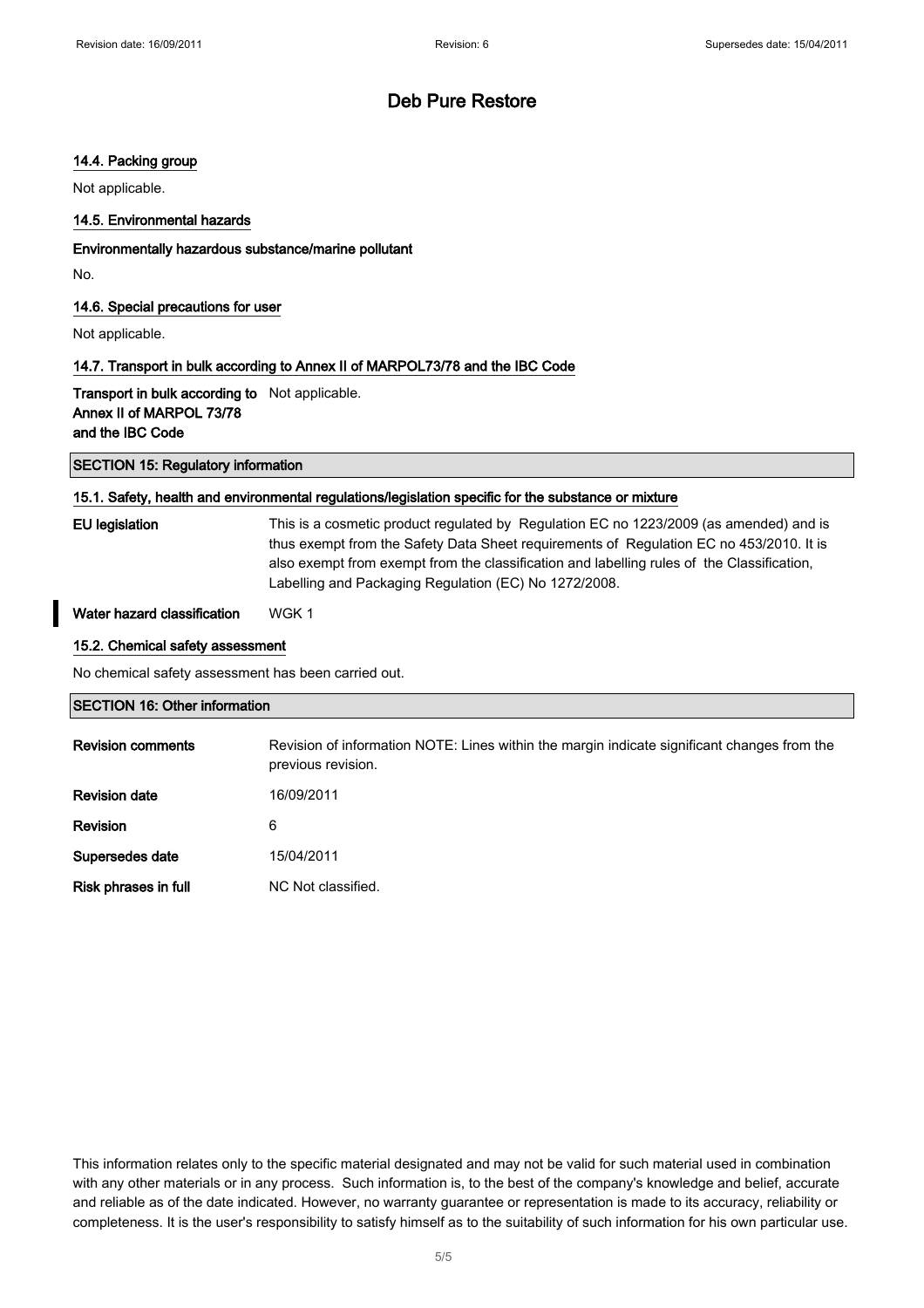#### 14.4. Packing group

Not applicable.

#### 14.5. Environmental hazards

**Environmentally hazardous substance/marine pollutant**

No.

#### 14.6. Special precautions for user

Not applicable.

#### 14.7. Transport in bulk according to Annex II of MARPOL73/78 and the IBC Code

| | |
|---|---|
| **Transport in bulk according to Annex II of MARPOL 73/78 and the IBC Code** | Not applicable. |

### SECTION 15: Regulatory information

#### 15.1. Safety, health and environmental regulations/legislation specific for the substance or mixture

| | |
|---|---|
| **EU legislation** | This is a cosmetic product regulated by Regulation EC no 1223/2009 (as amended) and is thus exempt from the Safety Data Sheet requirements of Regulation EC no 453/2010. It is also exempt from exempt from the classification and labelling rules of the Classification, Labelling and Packaging Regulation (EC) No 1272/2008. |
| **Water hazard classification** | WGK 1 |

#### 15.2. Chemical safety assessment

No chemical safety assessment has been carried out.

### SECTION 16: Other information

| | |
|---|---|
| **Revision comments** | Revision of information NOTE: Lines within the margin indicate significant changes from the previous revision. |
| **Revision date** | 16/09/2011 |
| **Revision** | 6 |
| **Supersedes date** | 15/04/2011 |
| **Risk phrases in full** | NC Not classified. |

This information relates only to the specific material designated and may not be valid for such material used in combination with any other materials or in any process. Such information is, to the best of the company's knowledge and belief, accurate and reliable as of the date indicated. However, no warranty guarantee or representation is made to its accuracy, reliability or completeness. It is the user's responsibility to satisfy himself as to the suitability of such information for his own particular use.